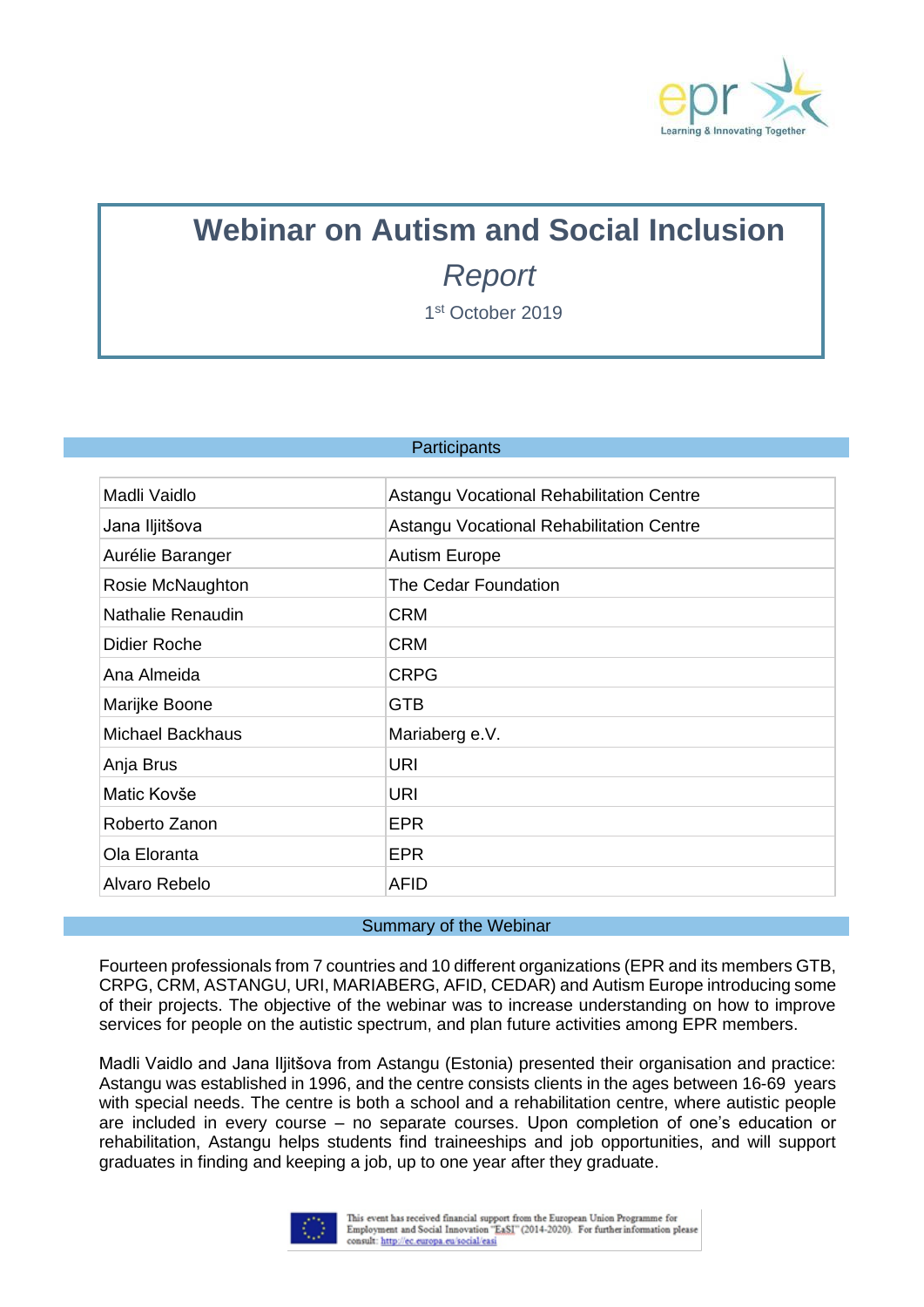# Webinar on Autism and Social Inclusion

*Report*

1st October 2019

## Participants

| | |
|---|---|
| Madli Vaidlo | Astangu Vocational Rehabilitation Centre |
| Jana Iljitšova | Astangu Vocational Rehabilitation Centre |
| Aurélie Baranger | Autism Europe |
| Rosie McNaughton | The Cedar Foundation |
| Nathalie Renaudin | CRM |
| Didier Roche | CRM |
| Ana Almeida | CRPG |
| Marijke Boone | GTB |
| Michael Backhaus | Mariaberg e.V. |
| Anja Brus | URI |
| Matic Kovše | URI |
| Roberto Zanon | EPR |
| Ola Eloranta | EPR |
| Alvaro Rebelo | AFID |

## Summary of the Webinar

Fourteen professionals from 7 countries and 10 different organizations (EPR and its members GTB, CRPG, CRM, ASTANGU, URI, MARIABERG, AFID, CEDAR) and Autism Europe introducing some of their projects. The objective of the webinar was to increase understanding on how to improve services for people on the autistic spectrum, and plan future activities among EPR members.

Madli Vaidlo and Jana Iljitšova from Astangu (Estonia) presented their organisation and practice: Astangu was established in 1996, and the centre consists clients in the ages between 16-69 years with special needs. The centre is both a school and a rehabilitation centre, where autistic people are included in every course – no separate courses. Upon completion of one's education or rehabilitation, Astangu helps students find traineeships and job opportunities, and will support graduates in finding and keeping a job, up to one year after they graduate.

This event has received financial support from the European Union Programme for Employment and Social Innovation "EaSI" (2014-2020). For further information please consult: http://ec.europa.eu/social/easi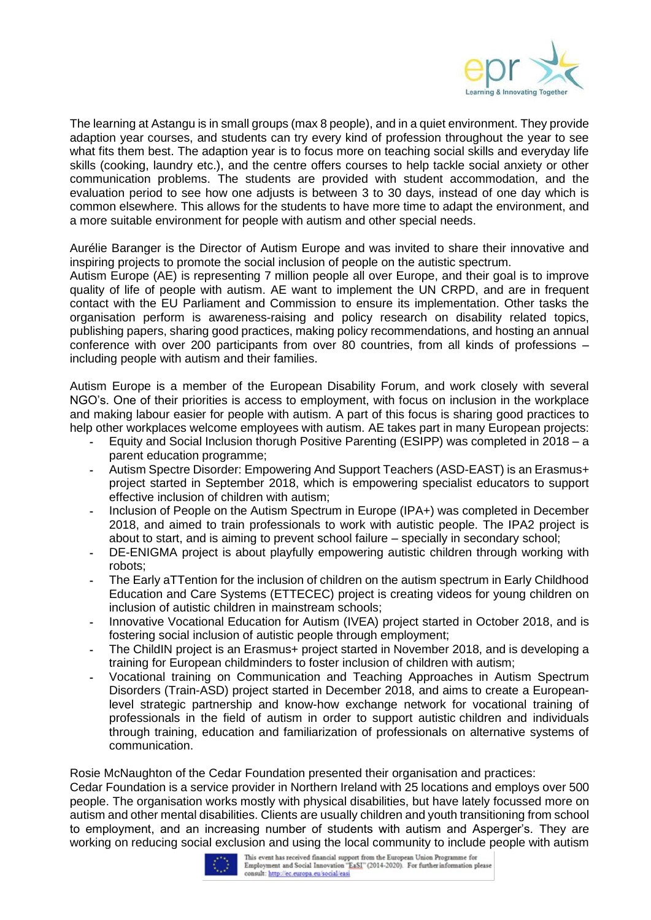The learning at Astangu is in small groups (max 8 people), and in a quiet environment. They provide adaption year courses, and students can try every kind of profession throughout the year to see what fits them best. The adaption year is to focus more on teaching social skills and everyday life skills (cooking, laundry etc.), and the centre offers courses to help tackle social anxiety or other communication problems. The students are provided with student accommodation, and the evaluation period to see how one adjusts is between 3 to 30 days, instead of one day which is common elsewhere. This allows for the students to have more time to adapt the environment, and a more suitable environment for people with autism and other special needs.

Aurélie Baranger is the Director of Autism Europe and was invited to share their innovative and inspiring projects to promote the social inclusion of people on the autistic spectrum.
Autism Europe (AE) is representing 7 million people all over Europe, and their goal is to improve quality of life of people with autism. AE want to implement the UN CRPD, and are in frequent contact with the EU Parliament and Commission to ensure its implementation. Other tasks the organisation perform is awareness-raising and policy research on disability related topics, publishing papers, sharing good practices, making policy recommendations, and hosting an annual conference with over 200 participants from over 80 countries, from all kinds of professions – including people with autism and their families.

Autism Europe is a member of the European Disability Forum, and work closely with several NGO's. One of their priorities is access to employment, with focus on inclusion in the workplace and making labour easier for people with autism. A part of this focus is sharing good practices to help other workplaces welcome employees with autism. AE takes part in many European projects:

- Equity and Social Inclusion thorugh Positive Parenting (ESIPP) was completed in 2018 – a parent education programme;
- Autism Spectre Disorder: Empowering And Support Teachers (ASD-EAST) is an Erasmus+ project started in September 2018, which is empowering specialist educators to support effective inclusion of children with autism;
- Inclusion of People on the Autism Spectrum in Europe (IPA+) was completed in December 2018, and aimed to train professionals to work with autistic people. The IPA2 project is about to start, and is aiming to prevent school failure – specially in secondary school;
- DE-ENIGMA project is about playfully empowering autistic children through working with robots;
- The Early aTTention for the inclusion of children on the autism spectrum in Early Childhood Education and Care Systems (ETTECEC) project is creating videos for young children on inclusion of autistic children in mainstream schools;
- Innovative Vocational Education for Autism (IVEA) project started in October 2018, and is fostering social inclusion of autistic people through employment;
- The ChildIN project is an Erasmus+ project started in November 2018, and is developing a training for European childminders to foster inclusion of children with autism;
- Vocational training on Communication and Teaching Approaches in Autism Spectrum Disorders (Train-ASD) project started in December 2018, and aims to create a European-level strategic partnership and know-how exchange network for vocational training of professionals in the field of autism in order to support autistic children and individuals through training, education and familiarization of professionals on alternative systems of communication.

Rosie McNaughton of the Cedar Foundation presented their organisation and practices:
Cedar Foundation is a service provider in Northern Ireland with 25 locations and employs over 500 people. The organisation works mostly with physical disabilities, but have lately focussed more on autism and other mental disabilities. Clients are usually children and youth transitioning from school to employment, and an increasing number of students with autism and Asperger's. They are working on reducing social exclusion and using the local community to include people with autism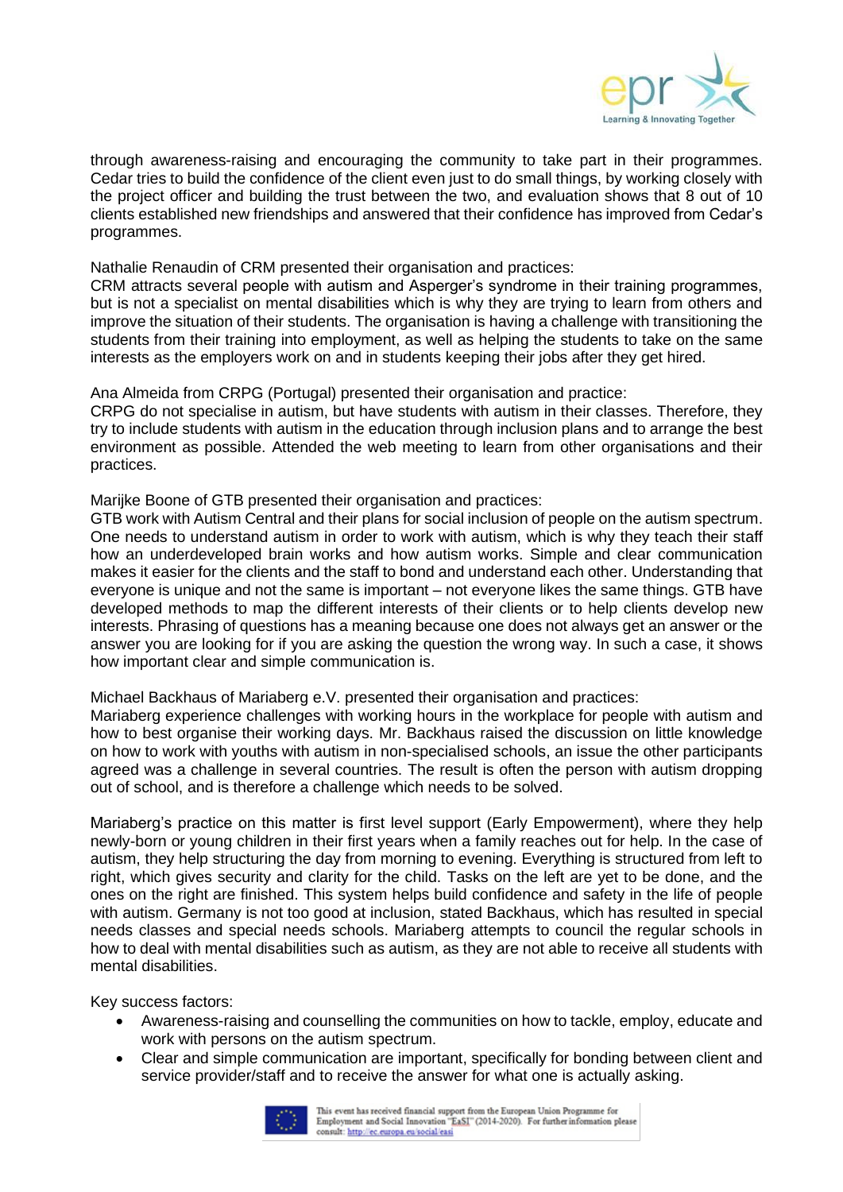through awareness-raising and encouraging the community to take part in their programmes. Cedar tries to build the confidence of the client even just to do small things, by working closely with the project officer and building the trust between the two, and evaluation shows that 8 out of 10 clients established new friendships and answered that their confidence has improved from Cedar's programmes.

Nathalie Renaudin of CRM presented their organisation and practices:
CRM attracts several people with autism and Asperger's syndrome in their training programmes, but is not a specialist on mental disabilities which is why they are trying to learn from others and improve the situation of their students. The organisation is having a challenge with transitioning the students from their training into employment, as well as helping the students to take on the same interests as the employers work on and in students keeping their jobs after they get hired.

Ana Almeida from CRPG (Portugal) presented their organisation and practice:
CRPG do not specialise in autism, but have students with autism in their classes. Therefore, they try to include students with autism in the education through inclusion plans and to arrange the best environment as possible. Attended the web meeting to learn from other organisations and their practices.

Marijke Boone of GTB presented their organisation and practices:
GTB work with Autism Central and their plans for social inclusion of people on the autism spectrum. One needs to understand autism in order to work with autism, which is why they teach their staff how an underdeveloped brain works and how autism works. Simple and clear communication makes it easier for the clients and the staff to bond and understand each other. Understanding that everyone is unique and not the same is important – not everyone likes the same things. GTB have developed methods to map the different interests of their clients or to help clients develop new interests. Phrasing of questions has a meaning because one does not always get an answer or the answer you are looking for if you are asking the question the wrong way. In such a case, it shows how important clear and simple communication is.

Michael Backhaus of Mariaberg e.V. presented their organisation and practices:
Mariaberg experience challenges with working hours in the workplace for people with autism and how to best organise their working days. Mr. Backhaus raised the discussion on little knowledge on how to work with youths with autism in non-specialised schools, an issue the other participants agreed was a challenge in several countries. The result is often the person with autism dropping out of school, and is therefore a challenge which needs to be solved.

Mariaberg's practice on this matter is first level support (Early Empowerment), where they help newly-born or young children in their first years when a family reaches out for help. In the case of autism, they help structuring the day from morning to evening. Everything is structured from left to right, which gives security and clarity for the child. Tasks on the left are yet to be done, and the ones on the right are finished. This system helps build confidence and safety in the life of people with autism. Germany is not too good at inclusion, stated Backhaus, which has resulted in special needs classes and special needs schools. Mariaberg attempts to council the regular schools in how to deal with mental disabilities such as autism, as they are not able to receive all students with mental disabilities.

Key success factors:

- Awareness-raising and counselling the communities on how to tackle, employ, educate and work with persons on the autism spectrum.
- Clear and simple communication are important, specifically for bonding between client and service provider/staff and to receive the answer for what one is actually asking.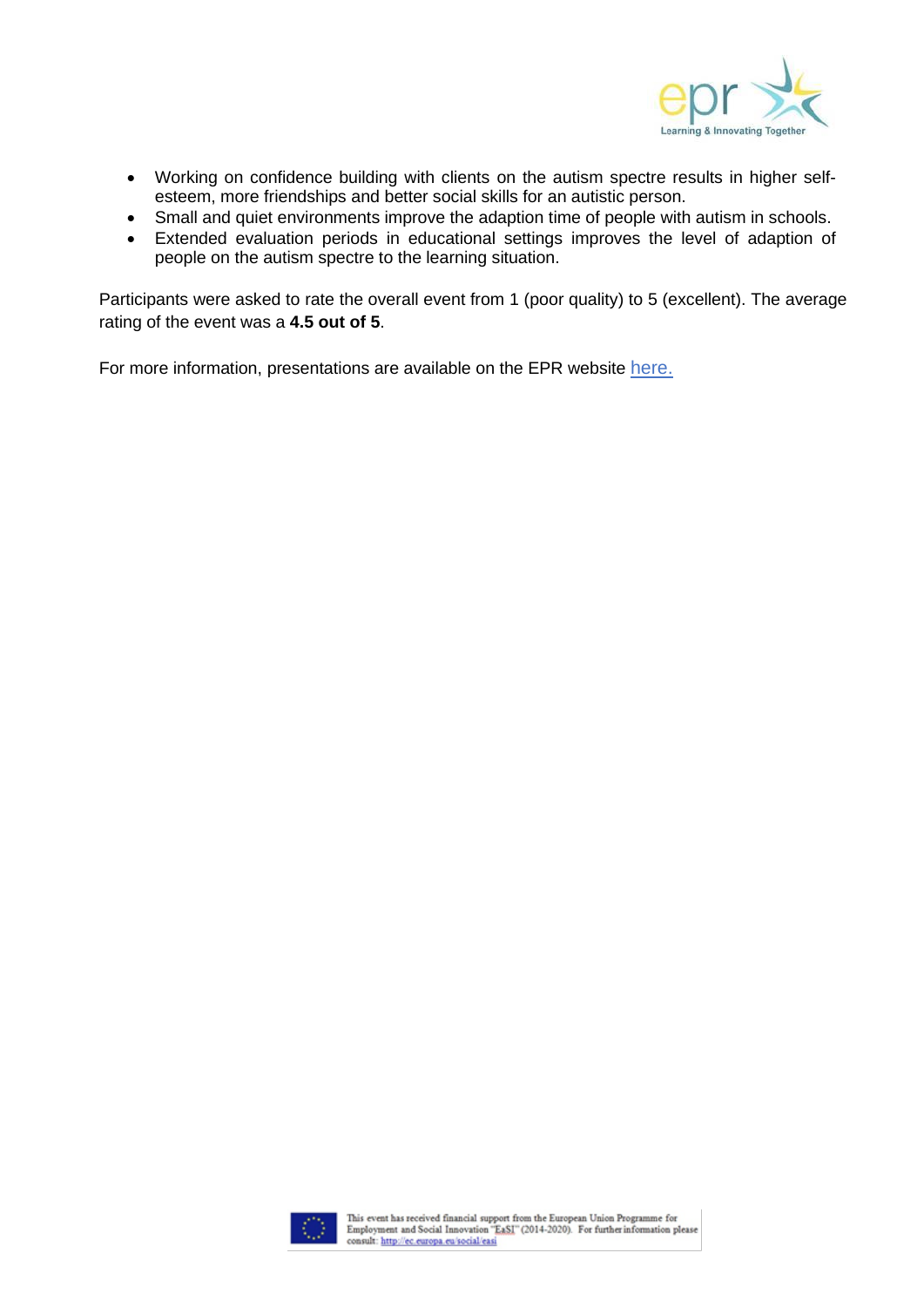- Working on confidence building with clients on the autism spectre results in higher self-esteem, more friendships and better social skills for an autistic person.
- Small and quiet environments improve the adaption time of people with autism in schools.
- Extended evaluation periods in educational settings improves the level of adaption of people on the autism spectre to the learning situation.

Participants were asked to rate the overall event from 1 (poor quality) to 5 (excellent). The average rating of the event was a **4.5 out of 5**.

For more information, presentations are available on the EPR website here.

This event has received financial support from the European Union Programme for Employment and Social Innovation "EaSI" (2014-2020). For further information please consult: http://ec.europa.eu/social/easi